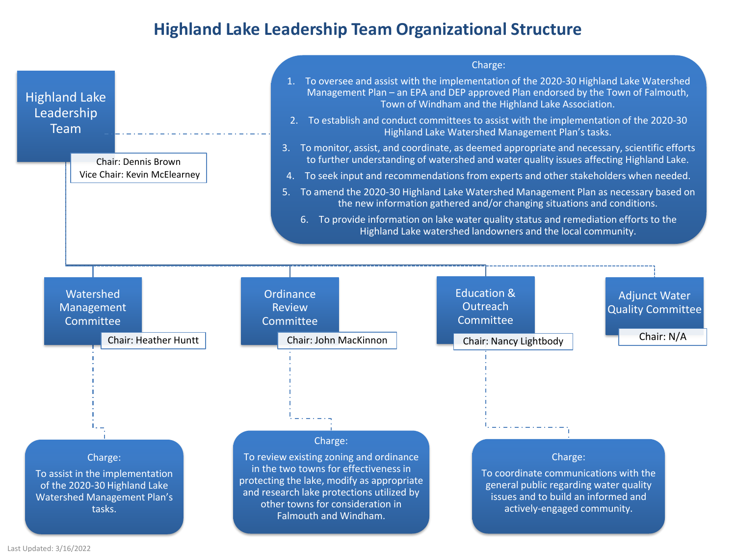# Highland Lake Leadership Team Organizational Structure

## Highland Lake Leadership Team

Chair: Dennis Brown
Vice Chair: Kevin McElearney

**Charge:**

1. To oversee and assist with the implementation of the 2020-30 Highland Lake Watershed Management Plan – an EPA and DEP approved Plan endorsed by the Town of Falmouth, Town of Windham and the Highland Lake Association.
2. To establish and conduct committees to assist with the implementation of the 2020-30 Highland Lake Watershed Management Plan's tasks.
3. To monitor, assist, and coordinate, as deemed appropriate and necessary, scientific efforts to further understanding of watershed and water quality issues affecting Highland Lake.
4. To seek input and recommendations from experts and other stakeholders when needed.
5. To amend the 2020-30 Highland Lake Watershed Management Plan as necessary based on the new information gathered and/or changing situations and conditions.
6. To provide information on lake water quality status and remediation efforts to the Highland Lake watershed landowners and the local community.

### Watershed Management Committee

Chair: Heather Huntt

**Charge:**
To assist in the implementation of the 2020-30 Highland Lake Watershed Management Plan's tasks.

### Ordinance Review Committee

Chair: John MacKinnon

**Charge:**
To review existing zoning and ordinance in the two towns for effectiveness in protecting the lake, modify as appropriate and research lake protections utilized by other towns for consideration in Falmouth and Windham.

### Education & Outreach Committee

Chair: Nancy Lightbody

**Charge:**
To coordinate communications with the general public regarding water quality issues and to build an informed and actively-engaged community.

### Adjunct Water Quality Committee

Chair: N/A

Last Updated: 3/16/2022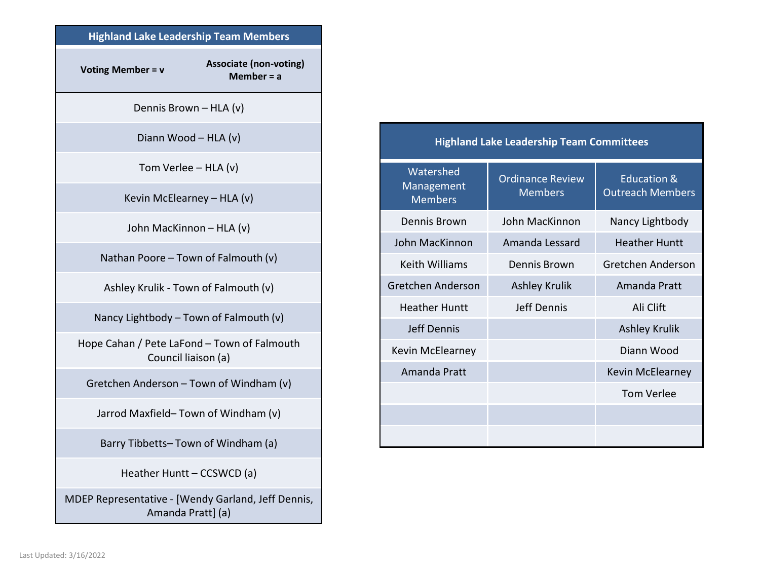| Highland Lake Leadership Team Members | |
|---|---|
| **Voting Member = v** | **Associate (non-voting) Member = a** |
| Dennis Brown – HLA (v) | |
| Diann Wood – HLA (v) | |
| Tom Verlee – HLA (v) | |
| Kevin McElearney – HLA (v) | |
| John MacKinnon – HLA (v) | |
| Nathan Poore – Town of Falmouth (v) | |
| Ashley Krulik - Town of Falmouth (v) | |
| Nancy Lightbody – Town of Falmouth (v) | |
| Hope Cahan / Pete LaFond – Town of Falmouth Council liaison (a) | |
| Gretchen Anderson – Town of Windham (v) | |
| Jarrod Maxfield– Town of Windham (v) | |
| Barry Tibbetts– Town of Windham (a) | |
| Heather Huntt – CCSWCD (a) | |
| MDEP Representative - [Wendy Garland, Jeff Dennis, Amanda Pratt] (a) | |

| Highland Lake Leadership Team Committees | | |
|---|---|---|
| Watershed Management Members | Ordinance Review Members | Education & Outreach Members |
| Dennis Brown | John MacKinnon | Nancy Lightbody |
| John MacKinnon | Amanda Lessard | Heather Huntt |
| Keith Williams | Dennis Brown | Gretchen Anderson |
| Gretchen Anderson | Ashley Krulik | Amanda Pratt |
| Heather Huntt | Jeff Dennis | Ali Clift |
| Jeff Dennis | | Ashley Krulik |
| Kevin McElearney | | Diann Wood |
| Amanda Pratt | | Kevin McElearney |
| | | Tom Verlee |
| | | |
| | | |

Last Updated: 3/16/2022